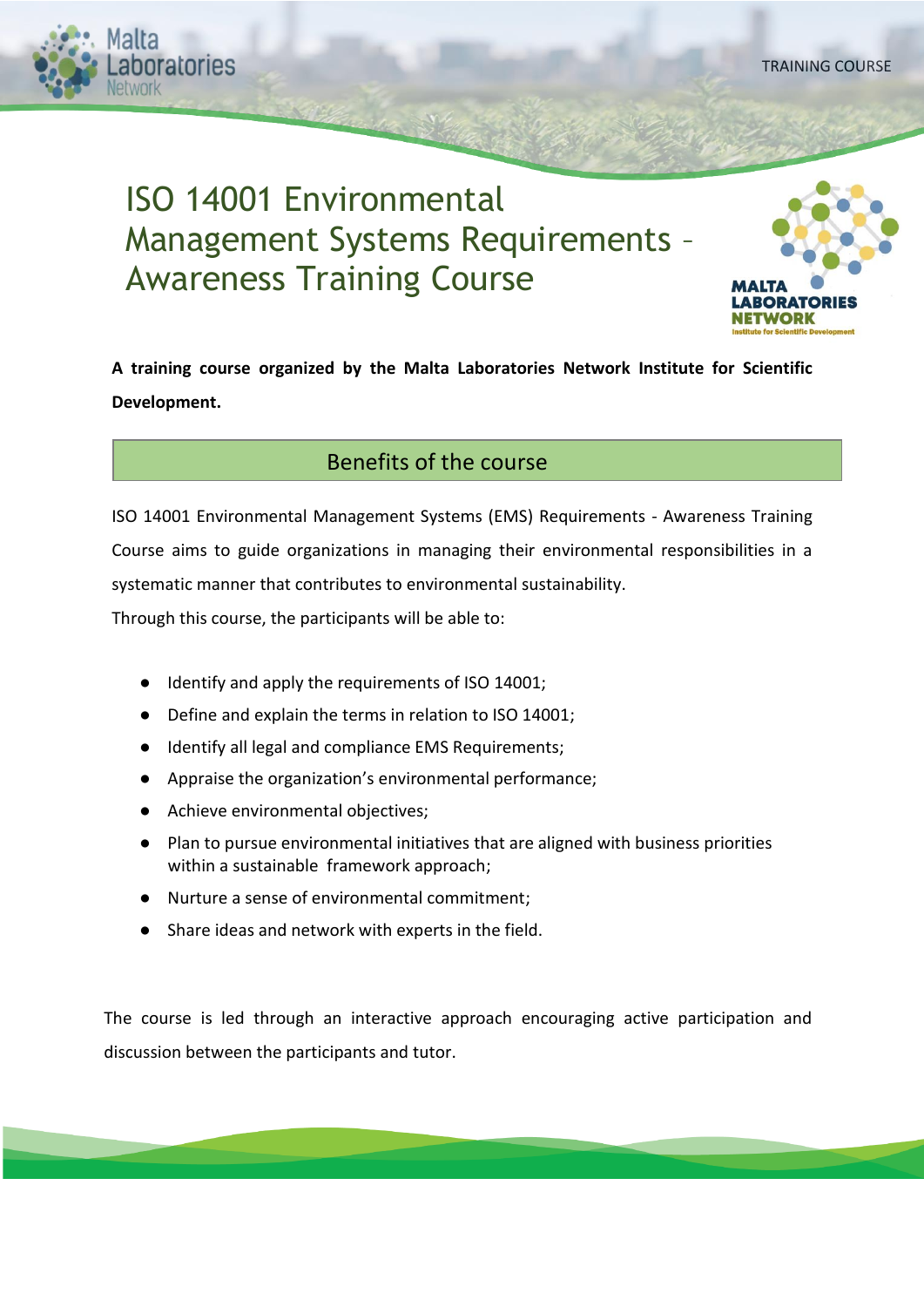# ISO 14001 Environmental Management Systems Requirements – Awareness Training Course

**A training course organized by the Malta Laboratories Network Institute for Scientific Development.**

## Benefits of the course

ISO 14001 Environmental Management Systems (EMS) Requirements - Awareness Training Course aims to guide organizations in managing their environmental responsibilities in a systematic manner that contributes to environmental sustainability.

Through this course, the participants will be able to:

- Identify and apply the requirements of ISO 14001;
- Define and explain the terms in relation to ISO 14001;
- Identify all legal and compliance EMS Requirements;
- Appraise the organization's environmental performance;
- Achieve environmental objectives;
- Plan to pursue environmental initiatives that are aligned with business priorities within a sustainable framework approach;
- Nurture a sense of environmental commitment;
- Share ideas and network with experts in the field.

The course is led through an interactive approach encouraging active participation and discussion between the participants and tutor.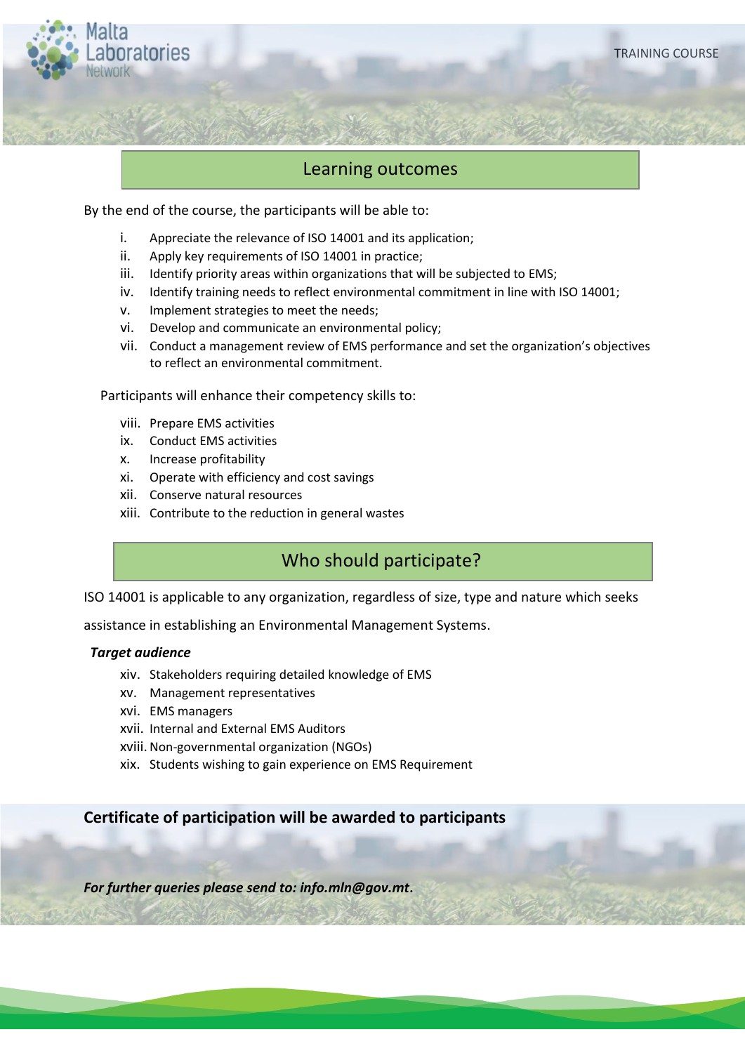## Learning outcomes

By the end of the course, the participants will be able to:

i. Appreciate the relevance of ISO 14001 and its application;
ii. Apply key requirements of ISO 14001 in practice;
iii. Identify priority areas within organizations that will be subjected to EMS;
iv. Identify training needs to reflect environmental commitment in line with ISO 14001;
v. Implement strategies to meet the needs;
vi. Develop and communicate an environmental policy;
vii. Conduct a management review of EMS performance and set the organization's objectives to reflect an environmental commitment.

Participants will enhance their competency skills to:

viii. Prepare EMS activities
ix. Conduct EMS activities
x. Increase profitability
xi. Operate with efficiency and cost savings
xii. Conserve natural resources
xiii. Contribute to the reduction in general wastes

## Who should participate?

ISO 14001 is applicable to any organization, regardless of size, type and nature which seeks assistance in establishing an Environmental Management Systems.

***Target audience***

xiv. Stakeholders requiring detailed knowledge of EMS
xv. Management representatives
xvi. EMS managers
xvii. Internal and External EMS Auditors
xviii. Non-governmental organization (NGOs)
xix. Students wishing to gain experience on EMS Requirement

**Certificate of participation will be awarded to participants**

***For further queries please send to: info.mln@gov.mt***.